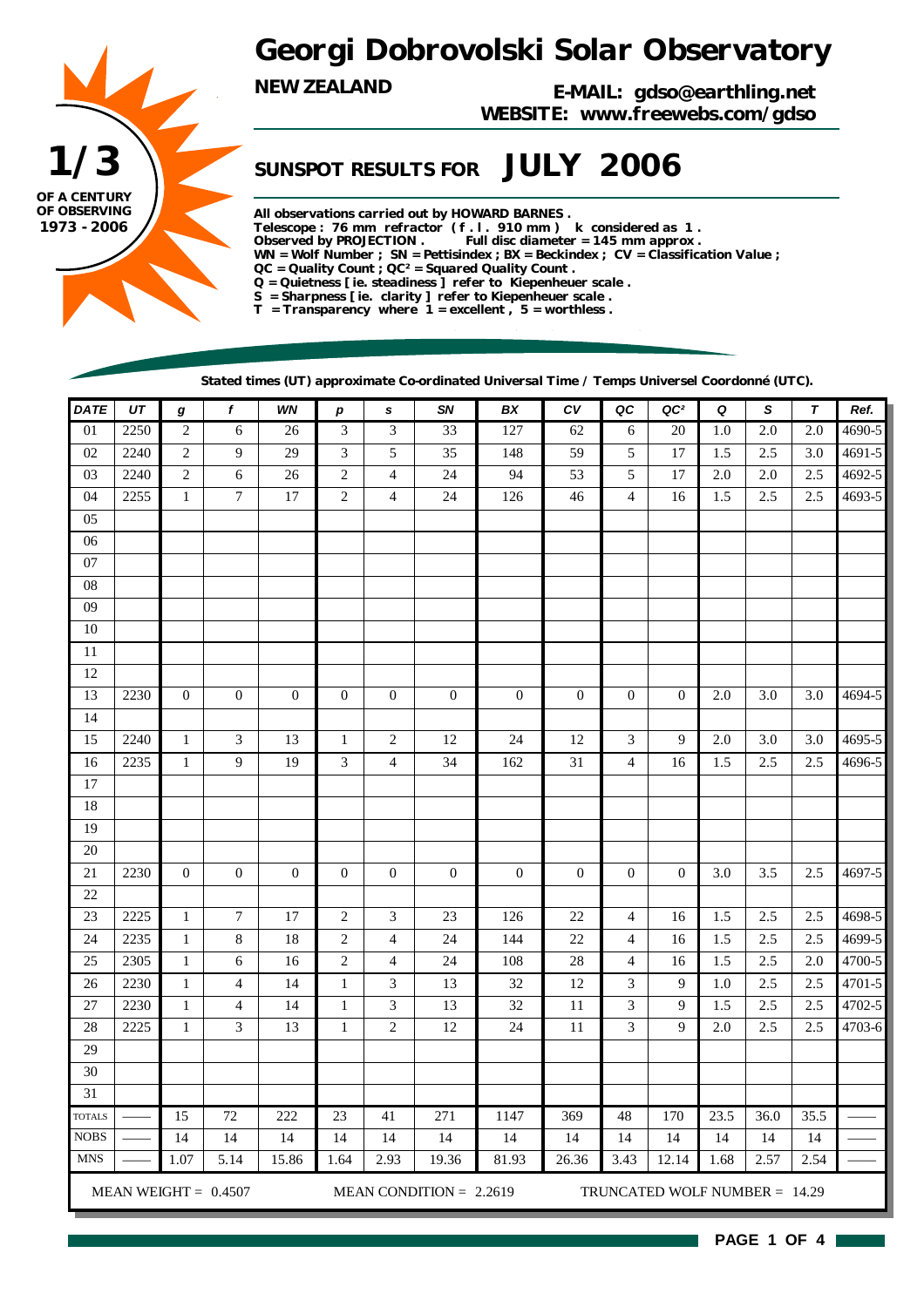# Georgi Dobrovolski Solar Observatory

**NEW ZEALAND**

**E-MAIL: gdso@earthling.net**
**WEBSITE: www.freewebs.com/gdso**

**1/3 OF A CENTURY OF OBSERVING 1973 - 2006**

## SUNSPOT RESULTS FOR JULY 2006

All observations carried out by HOWARD BARNES .
Telescope : 76 mm refractor ( f . l . 910 mm ) k considered as 1 .
Observed by PROJECTION . Full disc diameter = 145 mm approx .
WN = Wolf Number ; SN = Pettisindex ; BX = Beckindex ; CV = Classification Value ;
QC = Quality Count ; QC² = Squared Quality Count .
Q = Quietness [ ie. steadiness ] refer to Kiepenheuer scale .
S = Sharpness [ ie. clarity ] refer to Kiepenheuer scale .
T = Transparency where 1 = excellent , 5 = worthless .

Stated times (UT) approximate Co-ordinated Universal Time / Temps Universel Coordonné (UTC).

| DATE | UT | g | f | WN | p | s | SN | BX | CV | QC | QC² | Q | S | T | Ref. |
|---|---|---|---|---|---|---|---|---|---|---|---|---|---|---|---|
| 01 | 2250 | 2 | 6 | 26 | 3 | 3 | 33 | 127 | 62 | 6 | 20 | 1.0 | 2.0 | 2.0 | 4690-5 |
| 02 | 2240 | 2 | 9 | 29 | 3 | 5 | 35 | 148 | 59 | 5 | 17 | 1.5 | 2.5 | 3.0 | 4691-5 |
| 03 | 2240 | 2 | 6 | 26 | 2 | 4 | 24 | 94 | 53 | 5 | 17 | 2.0 | 2.0 | 2.5 | 4692-5 |
| 04 | 2255 | 1 | 7 | 17 | 2 | 4 | 24 | 126 | 46 | 4 | 16 | 1.5 | 2.5 | 2.5 | 4693-5 |
| 05 | | | | | | | | | | | | | | | |
| 06 | | | | | | | | | | | | | | | |
| 07 | | | | | | | | | | | | | | | |
| 08 | | | | | | | | | | | | | | | |
| 09 | | | | | | | | | | | | | | | |
| 10 | | | | | | | | | | | | | | | |
| 11 | | | | | | | | | | | | | | | |
| 12 | | | | | | | | | | | | | | | |
| 13 | 2230 | 0 | 0 | 0 | 0 | 0 | 0 | 0 | 0 | 0 | 0 | 2.0 | 3.0 | 3.0 | 4694-5 |
| 14 | | | | | | | | | | | | | | | |
| 15 | 2240 | 1 | 3 | 13 | 1 | 2 | 12 | 24 | 12 | 3 | 9 | 2.0 | 3.0 | 3.0 | 4695-5 |
| 16 | 2235 | 1 | 9 | 19 | 3 | 4 | 34 | 162 | 31 | 4 | 16 | 1.5 | 2.5 | 2.5 | 4696-5 |
| 17 | | | | | | | | | | | | | | | |
| 18 | | | | | | | | | | | | | | | |
| 19 | | | | | | | | | | | | | | | |
| 20 | | | | | | | | | | | | | | | |
| 21 | 2230 | 0 | 0 | 0 | 0 | 0 | 0 | 0 | 0 | 0 | 0 | 3.0 | 3.5 | 2.5 | 4697-5 |
| 22 | | | | | | | | | | | | | | | |
| 23 | 2225 | 1 | 7 | 17 | 2 | 3 | 23 | 126 | 22 | 4 | 16 | 1.5 | 2.5 | 2.5 | 4698-5 |
| 24 | 2235 | 1 | 8 | 18 | 2 | 4 | 24 | 144 | 22 | 4 | 16 | 1.5 | 2.5 | 2.5 | 4699-5 |
| 25 | 2305 | 1 | 6 | 16 | 2 | 4 | 24 | 108 | 28 | 4 | 16 | 1.5 | 2.5 | 2.0 | 4700-5 |
| 26 | 2230 | 1 | 4 | 14 | 1 | 3 | 13 | 32 | 12 | 3 | 9 | 1.0 | 2.5 | 2.5 | 4701-5 |
| 27 | 2230 | 1 | 4 | 14 | 1 | 3 | 13 | 32 | 11 | 3 | 9 | 1.5 | 2.5 | 2.5 | 4702-5 |
| 28 | 2225 | 1 | 3 | 13 | 1 | 2 | 12 | 24 | 11 | 3 | 9 | 2.0 | 2.5 | 2.5 | 4703-6 |
| 29 | | | | | | | | | | | | | | | |
| 30 | | | | | | | | | | | | | | | |
| 31 | | | | | | | | | | | | | | | |
| TOTALS | —— | 15 | 72 | 222 | 23 | 41 | 271 | 1147 | 369 | 48 | 170 | 23.5 | 36.0 | 35.5 | —— |
| NOBS | —— | 14 | 14 | 14 | 14 | 14 | 14 | 14 | 14 | 14 | 14 | 14 | 14 | 14 | —— |
| MNS | —— | 1.07 | 5.14 | 15.86 | 1.64 | 2.93 | 19.36 | 81.93 | 26.36 | 3.43 | 12.14 | 1.68 | 2.57 | 2.54 | —— |

MEAN WEIGHT = 0.4507 MEAN CONDITION = 2.2619 TRUNCATED WOLF NUMBER = 14.29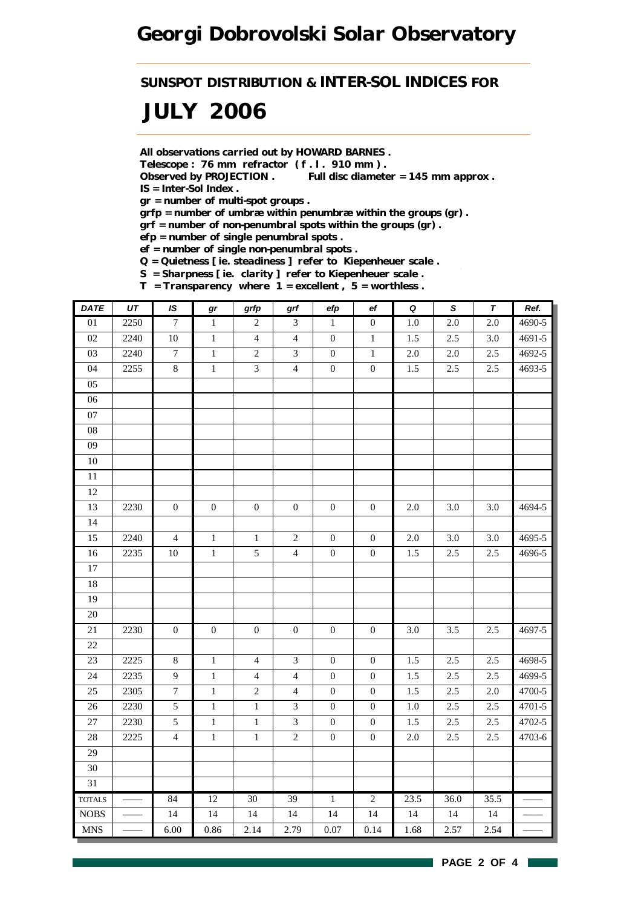# Georgi Dobrovolski Solar Observatory

## SUNSPOT DISTRIBUTION & INTER-SOL INDICES FOR

# JULY 2006

**All observations carried out by HOWARD BARNES .**
**Telescope : 76 mm refractor ( f . l . 910 mm ) .**
**Observed by PROJECTION . Full disc diameter = 145 mm approx .**
**IS = Inter-Sol Index .**
**gr = number of multi-spot groups .**
**grfp = number of umbræ within penumbræ within the groups (gr) .**
**grf = number of non-penumbral spots within the groups (gr) .**
**efp = number of single penumbral spots .**
**ef = number of single non-penumbral spots .**
**Q = Quietness [ ie. steadiness ] refer to Kiepenheuer scale .**
**S = Sharpness [ ie. clarity ] refer to Kiepenheuer scale .**
**T = Transparency where 1 = excellent , 5 = worthless .**

| DATE | UT | IS | gr | grfp | grf | efp | ef | Q | S | T | Ref. |
|---|---|---|---|---|---|---|---|---|---|---|---|
| 01 | 2250 | 7 | 1 | 2 | 3 | 1 | 0 | 1.0 | 2.0 | 2.0 | 4690-5 |
| 02 | 2240 | 10 | 1 | 4 | 4 | 0 | 1 | 1.5 | 2.5 | 3.0 | 4691-5 |
| 03 | 2240 | 7 | 1 | 2 | 3 | 0 | 1 | 2.0 | 2.0 | 2.5 | 4692-5 |
| 04 | 2255 | 8 | 1 | 3 | 4 | 0 | 0 | 1.5 | 2.5 | 2.5 | 4693-5 |
| 05 | | | | | | | | | | | |
| 06 | | | | | | | | | | | |
| 07 | | | | | | | | | | | |
| 08 | | | | | | | | | | | |
| 09 | | | | | | | | | | | |
| 10 | | | | | | | | | | | |
| 11 | | | | | | | | | | | |
| 12 | | | | | | | | | | | |
| 13 | 2230 | 0 | 0 | 0 | 0 | 0 | 0 | 2.0 | 3.0 | 3.0 | 4694-5 |
| 14 | | | | | | | | | | | |
| 15 | 2240 | 4 | 1 | 1 | 2 | 0 | 0 | 2.0 | 3.0 | 3.0 | 4695-5 |
| 16 | 2235 | 10 | 1 | 5 | 4 | 0 | 0 | 1.5 | 2.5 | 2.5 | 4696-5 |
| 17 | | | | | | | | | | | |
| 18 | | | | | | | | | | | |
| 19 | | | | | | | | | | | |
| 20 | | | | | | | | | | | |
| 21 | 2230 | 0 | 0 | 0 | 0 | 0 | 0 | 3.0 | 3.5 | 2.5 | 4697-5 |
| 22 | | | | | | | | | | | |
| 23 | 2225 | 8 | 1 | 4 | 3 | 0 | 0 | 1.5 | 2.5 | 2.5 | 4698-5 |
| 24 | 2235 | 9 | 1 | 4 | 4 | 0 | 0 | 1.5 | 2.5 | 2.5 | 4699-5 |
| 25 | 2305 | 7 | 1 | 2 | 4 | 0 | 0 | 1.5 | 2.5 | 2.0 | 4700-5 |
| 26 | 2230 | 5 | 1 | 1 | 3 | 0 | 0 | 1.0 | 2.5 | 2.5 | 4701-5 |
| 27 | 2230 | 5 | 1 | 1 | 3 | 0 | 0 | 1.5 | 2.5 | 2.5 | 4702-5 |
| 28 | 2225 | 4 | 1 | 1 | 2 | 0 | 0 | 2.0 | 2.5 | 2.5 | 4703-6 |
| 29 | | | | | | | | | | | |
| 30 | | | | | | | | | | | |
| 31 | | | | | | | | | | | |
| TOTALS | —— | 84 | 12 | 30 | 39 | 1 | 2 | 23.5 | 36.0 | 35.5 | —— |
| NOBS | —— | 14 | 14 | 14 | 14 | 14 | 14 | 14 | 14 | 14 | —— |
| MNS | —— | 6.00 | 0.86 | 2.14 | 2.79 | 0.07 | 0.14 | 1.68 | 2.57 | 2.54 | —— |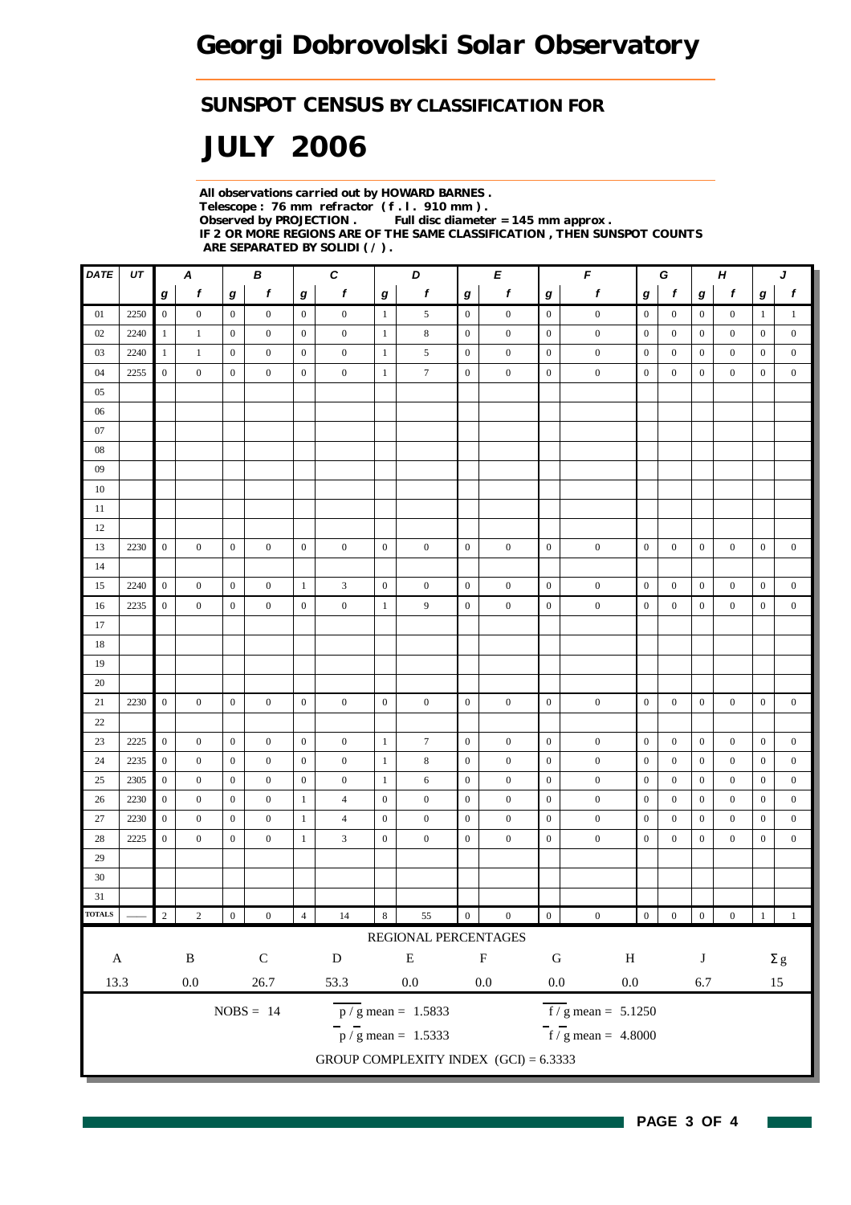# Georgi Dobrovolski Solar Observatory

## SUNSPOT CENSUS BY CLASSIFICATION FOR

# JULY 2006

**All observations carried out by HOWARD BARNES .**
**Telescope : 76 mm refractor ( f . l . 910 mm ) .**
**Observed by PROJECTION .  Full disc diameter = 145 mm approx .**
**IF 2 OR MORE REGIONS ARE OF THE SAME CLASSIFICATION , THEN SUNSPOT COUNTS ARE SEPARATED BY SOLIDI ( / ) .**

| DATE | UT | A | | B | | C | | D | | E | | F | | G | | H | | J | |
|---|---|---|---|---|---|---|---|---|---|---|---|---|---|---|---|---|---|---|---|
| | | g | f | g | f | g | f | g | f | g | f | g | f | g | f | g | f | g | f |
| 01 | 2250 | 0 | 0 | 0 | 0 | 0 | 0 | 1 | 5 | 0 | 0 | 0 | 0 | 0 | 0 | 0 | 0 | 1 | 1 |
| 02 | 2240 | 1 | 1 | 0 | 0 | 0 | 0 | 1 | 8 | 0 | 0 | 0 | 0 | 0 | 0 | 0 | 0 | 0 | 0 |
| 03 | 2240 | 1 | 1 | 0 | 0 | 0 | 0 | 1 | 5 | 0 | 0 | 0 | 0 | 0 | 0 | 0 | 0 | 0 | 0 |
| 04 | 2255 | 0 | 0 | 0 | 0 | 0 | 0 | 1 | 7 | 0 | 0 | 0 | 0 | 0 | 0 | 0 | 0 | 0 | 0 |
| 05 | | | | | | | | | | | | | | | | | | | |
| 06 | | | | | | | | | | | | | | | | | | | |
| 07 | | | | | | | | | | | | | | | | | | | |
| 08 | | | | | | | | | | | | | | | | | | | |
| 09 | | | | | | | | | | | | | | | | | | | |
| 10 | | | | | | | | | | | | | | | | | | | |
| 11 | | | | | | | | | | | | | | | | | | | |
| 12 | | | | | | | | | | | | | | | | | | | |
| 13 | 2230 | 0 | 0 | 0 | 0 | 0 | 0 | 0 | 0 | 0 | 0 | 0 | 0 | 0 | 0 | 0 | 0 | 0 | 0 |
| 14 | | | | | | | | | | | | | | | | | | | |
| 15 | 2240 | 0 | 0 | 0 | 0 | 1 | 3 | 0 | 0 | 0 | 0 | 0 | 0 | 0 | 0 | 0 | 0 | 0 | 0 |
| 16 | 2235 | 0 | 0 | 0 | 0 | 0 | 0 | 1 | 9 | 0 | 0 | 0 | 0 | 0 | 0 | 0 | 0 | 0 | 0 |
| 17 | | | | | | | | | | | | | | | | | | | |
| 18 | | | | | | | | | | | | | | | | | | | |
| 19 | | | | | | | | | | | | | | | | | | | |
| 20 | | | | | | | | | | | | | | | | | | | |
| 21 | 2230 | 0 | 0 | 0 | 0 | 0 | 0 | 0 | 0 | 0 | 0 | 0 | 0 | 0 | 0 | 0 | 0 | 0 | 0 |
| 22 | | | | | | | | | | | | | | | | | | | |
| 23 | 2225 | 0 | 0 | 0 | 0 | 0 | 0 | 1 | 7 | 0 | 0 | 0 | 0 | 0 | 0 | 0 | 0 | 0 | 0 |
| 24 | 2235 | 0 | 0 | 0 | 0 | 0 | 0 | 1 | 8 | 0 | 0 | 0 | 0 | 0 | 0 | 0 | 0 | 0 | 0 |
| 25 | 2305 | 0 | 0 | 0 | 0 | 0 | 0 | 1 | 6 | 0 | 0 | 0 | 0 | 0 | 0 | 0 | 0 | 0 | 0 |
| 26 | 2230 | 0 | 0 | 0 | 0 | 1 | 4 | 0 | 0 | 0 | 0 | 0 | 0 | 0 | 0 | 0 | 0 | 0 | 0 |
| 27 | 2230 | 0 | 0 | 0 | 0 | 1 | 4 | 0 | 0 | 0 | 0 | 0 | 0 | 0 | 0 | 0 | 0 | 0 | 0 |
| 28 | 2225 | 0 | 0 | 0 | 0 | 1 | 3 | 0 | 0 | 0 | 0 | 0 | 0 | 0 | 0 | 0 | 0 | 0 | 0 |
| 29 | | | | | | | | | | | | | | | | | | | |
| 30 | | | | | | | | | | | | | | | | | | | |
| 31 | | | | | | | | | | | | | | | | | | | |
| TOTALS | —— | 2 | 2 | 0 | 0 | 4 | 14 | 8 | 55 | 0 | 0 | 0 | 0 | 0 | 0 | 0 | 0 | 1 | 1 |

REGIONAL PERCENTAGES

| A | B | C | D | E | F | G | H | J | Σg |
|---|---|---|---|---|---|---|---|---|---|
| 13.3 | 0.0 | 26.7 | 53.3 | 0.0 | 0.0 | 0.0 | 0.0 | 6.7 | 15 |

NOBS = 14

$p / g$ mean = 1.5833

$\bar{p} / \bar{g}$ mean = 1.5333

$f / g$ mean = 5.1250

$\bar{f} / \bar{g}$ mean = 4.8000

GROUP COMPLEXITY INDEX (GCI) = 6.3333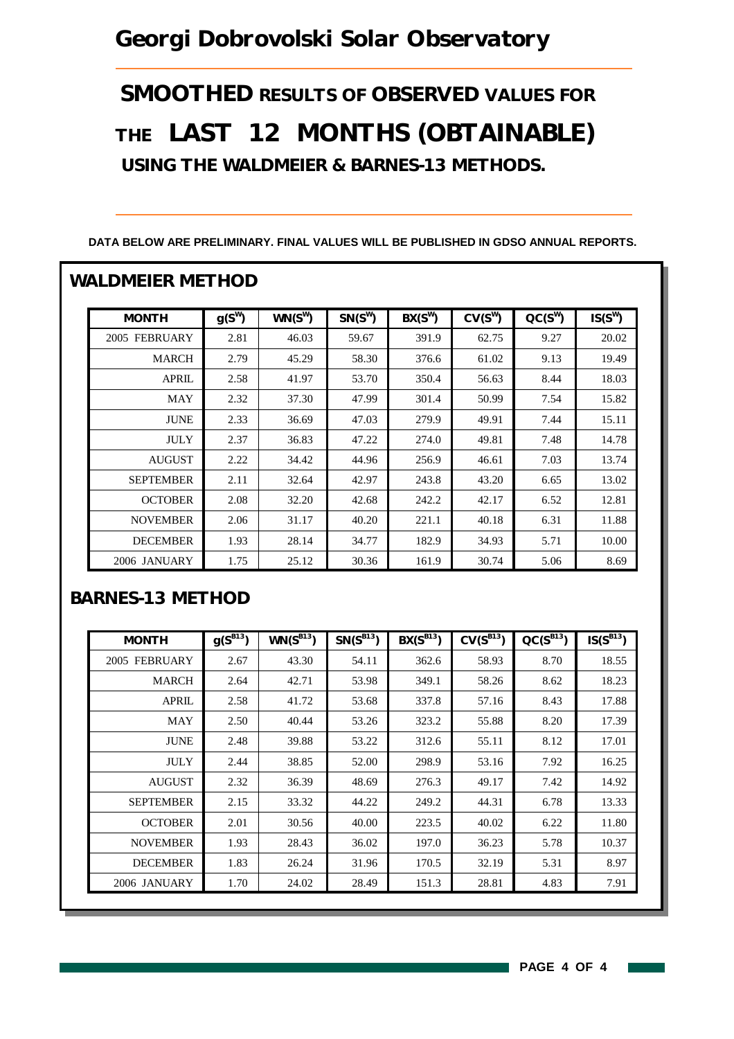# Georgi Dobrovolski Solar Observatory

## SMOOTHED RESULTS OF OBSERVED VALUES FOR THE LAST 12 MONTHS (OBTAINABLE) USING THE WALDMEIER & BARNES-13 METHODS.

**DATA BELOW ARE PRELIMINARY. FINAL VALUES WILL BE PUBLISHED IN GDSO ANNUAL REPORTS.**

## WALDMEIER METHOD

| MONTH | $g(S^W)$ | $WN(S^W)$ | $SN(S^W)$ | $BX(S^W)$ | $CV(S^W)$ | $QC(S^W)$ | $IS(S^W)$ |
|---|---|---|---|---|---|---|---|
| 2005 FEBRUARY | 2.81 | 46.03 | 59.67 | 391.9 | 62.75 | 9.27 | 20.02 |
| MARCH | 2.79 | 45.29 | 58.30 | 376.6 | 61.02 | 9.13 | 19.49 |
| APRIL | 2.58 | 41.97 | 53.70 | 350.4 | 56.63 | 8.44 | 18.03 |
| MAY | 2.32 | 37.30 | 47.99 | 301.4 | 50.99 | 7.54 | 15.82 |
| JUNE | 2.33 | 36.69 | 47.03 | 279.9 | 49.91 | 7.44 | 15.11 |
| JULY | 2.37 | 36.83 | 47.22 | 274.0 | 49.81 | 7.48 | 14.78 |
| AUGUST | 2.22 | 34.42 | 44.96 | 256.9 | 46.61 | 7.03 | 13.74 |
| SEPTEMBER | 2.11 | 32.64 | 42.97 | 243.8 | 43.20 | 6.65 | 13.02 |
| OCTOBER | 2.08 | 32.20 | 42.68 | 242.2 | 42.17 | 6.52 | 12.81 |
| NOVEMBER | 2.06 | 31.17 | 40.20 | 221.1 | 40.18 | 6.31 | 11.88 |
| DECEMBER | 1.93 | 28.14 | 34.77 | 182.9 | 34.93 | 5.71 | 10.00 |
| 2006 JANUARY | 1.75 | 25.12 | 30.36 | 161.9 | 30.74 | 5.06 | 8.69 |

## BARNES-13 METHOD

| MONTH | $g(S^{B13})$ | $WN(S^{B13})$ | $SN(S^{B13})$ | $BX(S^{B13})$ | $CV(S^{B13})$ | $QC(S^{B13})$ | $IS(S^{B13})$ |
|---|---|---|---|---|---|---|---|
| 2005 FEBRUARY | 2.67 | 43.30 | 54.11 | 362.6 | 58.93 | 8.70 | 18.55 |
| MARCH | 2.64 | 42.71 | 53.98 | 349.1 | 58.26 | 8.62 | 18.23 |
| APRIL | 2.58 | 41.72 | 53.68 | 337.8 | 57.16 | 8.43 | 17.88 |
| MAY | 2.50 | 40.44 | 53.26 | 323.2 | 55.88 | 8.20 | 17.39 |
| JUNE | 2.48 | 39.88 | 53.22 | 312.6 | 55.11 | 8.12 | 17.01 |
| JULY | 2.44 | 38.85 | 52.00 | 298.9 | 53.16 | 7.92 | 16.25 |
| AUGUST | 2.32 | 36.39 | 48.69 | 276.3 | 49.17 | 7.42 | 14.92 |
| SEPTEMBER | 2.15 | 33.32 | 44.22 | 249.2 | 44.31 | 6.78 | 13.33 |
| OCTOBER | 2.01 | 30.56 | 40.00 | 223.5 | 40.02 | 6.22 | 11.80 |
| NOVEMBER | 1.93 | 28.43 | 36.02 | 197.0 | 36.23 | 5.78 | 10.37 |
| DECEMBER | 1.83 | 26.24 | 31.96 | 170.5 | 32.19 | 5.31 | 8.97 |
| 2006 JANUARY | 1.70 | 24.02 | 28.49 | 151.3 | 28.81 | 4.83 | 7.91 |